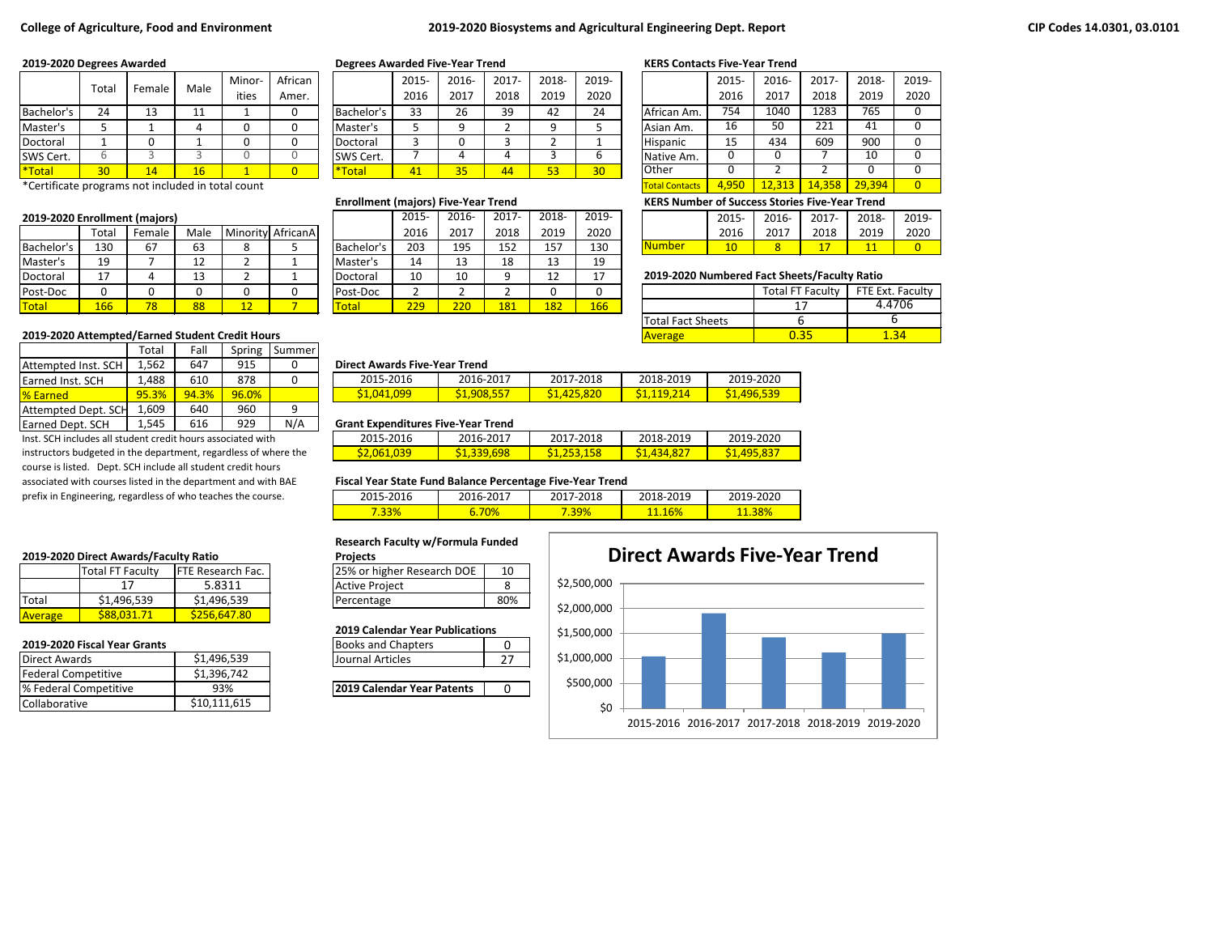**College of Agriculture, Food and Environment** | **2019-2020 Biosystems and Agricultural Engineering Dept. Report** | **CIP Codes 14.0301, 03.0101**

### 2019-2020 Degrees Awarded

| | Total | Female | Male | Minorities | African Amer. |
|---|---|---|---|---|---|
| Bachelor's | 24 | 13 | 11 | 1 | 0 |
| Master's | 5 | 1 | 4 | 0 | 0 |
| Doctoral | 1 | 0 | 1 | 0 | 0 |
| SWS Cert. | 6 | 3 | 3 | 0 | 0 |
| *Total | 30 | 14 | 16 | 1 | 0 |

*Certificate programs not included in total count

### Degrees Awarded Five-Year Trend

| | 2015-2016 | 2016-2017 | 2017-2018 | 2018-2019 | 2019-2020 |
|---|---|---|---|---|---|
| Bachelor's | 33 | 26 | 39 | 42 | 24 |
| Master's | 5 | 9 | 2 | 9 | 5 |
| Doctoral | 3 | 0 | 3 | 2 | 1 |
| SWS Cert. | 7 | 4 | 4 | 3 | 6 |
| *Total | 41 | 35 | 44 | 53 | 30 |

### KERS Contacts Five-Year Trend

| | 2015-2016 | 2016-2017 | 2017-2018 | 2018-2019 | 2019-2020 |
|---|---|---|---|---|---|
| African Am. | 754 | 1040 | 1283 | 765 | 0 |
| Asian Am. | 16 | 50 | 221 | 41 | 0 |
| Hispanic | 15 | 434 | 609 | 900 | 0 |
| Native Am. | 0 | 0 | 7 | 10 | 0 |
| Other | 0 | 2 | 2 | 0 | 0 |
| Total Contacts | 4,950 | 12,313 | 14,358 | 29,394 | 0 |

### KERS Number of Success Stories Five-Year Trend

| | 2015-2016 | 2016-2017 | 2017-2018 | 2018-2019 | 2019-2020 |
|---|---|---|---|---|---|
| Number | 10 | 8 | 17 | 11 | 0 |

### 2019-2020 Enrollment (majors)

| | Total | Female | Male | Minority | AfricanA |
|---|---|---|---|---|---|
| Bachelor's | 130 | 67 | 63 | 8 | 5 |
| Master's | 19 | 7 | 12 | 2 | 1 |
| Doctoral | 17 | 4 | 13 | 2 | 1 |
| Post-Doc | 0 | 0 | 0 | 0 | 0 |
| Total | 166 | 78 | 88 | 12 | 7 |

### Enrollment (majors) Five-Year Trend

| | 2015-2016 | 2016-2017 | 2017-2018 | 2018-2019 | 2019-2020 |
|---|---|---|---|---|---|
| Bachelor's | 203 | 195 | 152 | 157 | 130 |
| Master's | 14 | 13 | 18 | 13 | 19 |
| Doctoral | 10 | 10 | 9 | 12 | 17 |
| Post-Doc | 2 | 2 | 2 | 0 | 0 |
| Total | 229 | 220 | 181 | 182 | 166 |

### 2019-2020 Numbered Fact Sheets/Faculty Ratio

| | Total FT Faculty | FTE Ext. Faculty |
|---|---|---|
| | 17 | 4.4706 |
| Total Fact Sheets | 6 | 6 |
| Average | 0.35 | 1.34 |

### 2019-2020 Attempted/Earned Student Credit Hours

| | Total | Fall | Spring | Summer |
|---|---|---|---|---|
| Attempted Inst. SCH | 1,562 | 647 | 915 | 0 |
| Earned Inst. SCH | 1,488 | 610 | 878 | 0 |
| % Earned | 95.3% | 94.3% | 96.0% | |
| Attempted Dept. SCH | 1,609 | 640 | 960 | 9 |
| Earned Dept. SCH | 1,545 | 616 | 929 | N/A |

Inst. SCH includes all student credit hours associated with instructors budgeted in the department, regardless of where the course is listed. Dept. SCH include all student credit hours associated with courses listed in the department and with BAE prefix in Engineering, regardless of who teaches the course.

### Direct Awards Five-Year Trend

| 2015-2016 | 2016-2017 | 2017-2018 | 2018-2019 | 2019-2020 |
|---|---|---|---|---|
| $1,041,099 | $1,908,557 | $1,425,820 | $1,119,214 | $1,496,539 |

### Grant Expenditures Five-Year Trend

| 2015-2016 | 2016-2017 | 2017-2018 | 2018-2019 | 2019-2020 |
|---|---|---|---|---|
| $2,061,039 | $1,339,698 | $1,253,158 | $1,434,827 | $1,495,837 |

### Fiscal Year State Fund Balance Percentage Five-Year Trend

| 2015-2016 | 2016-2017 | 2017-2018 | 2018-2019 | 2019-2020 |
|---|---|---|---|---|
| 7.33% | 6.70% | 7.39% | 11.16% | 11.38% |

### 2019-2020 Direct Awards/Faculty Ratio

| | Total FT Faculty | FTE Research Fac. |
|---|---|---|
| | 17 | 5.8311 |
| Total | $1,496,539 | $1,496,539 |
| Average | $88,031.71 | $256,647.80 |

### Research Faculty w/Formula Funded Projects

| | |
|---|---|
| 25% or higher Research DOE | 10 |
| Active Project | 8 |
| Percentage | 80% |

### 2019-2020 Fiscal Year Grants

| | |
|---|---|
| Direct Awards | $1,496,539 |
| Federal Competitive | $1,396,742 |
| % Federal Competitive | 93% |
| Collaborative | $10,111,615 |

### 2019 Calendar Year Publications

| | |
|---|---|
| Books and Chapters | 0 |
| Journal Articles | 27 |

| | |
|---|---|
| **2019 Calendar Year Patents** | 0 |

### Direct Awards Five-Year Trend

| Year | Direct Awards |
|---|---|
| 2015-2016 | $1,041,099 |
| 2016-2017 | $1,908,557 |
| 2017-2018 | $1,425,820 |
| 2018-2019 | $1,119,214 |
| 2019-2020 | $1,496,539 |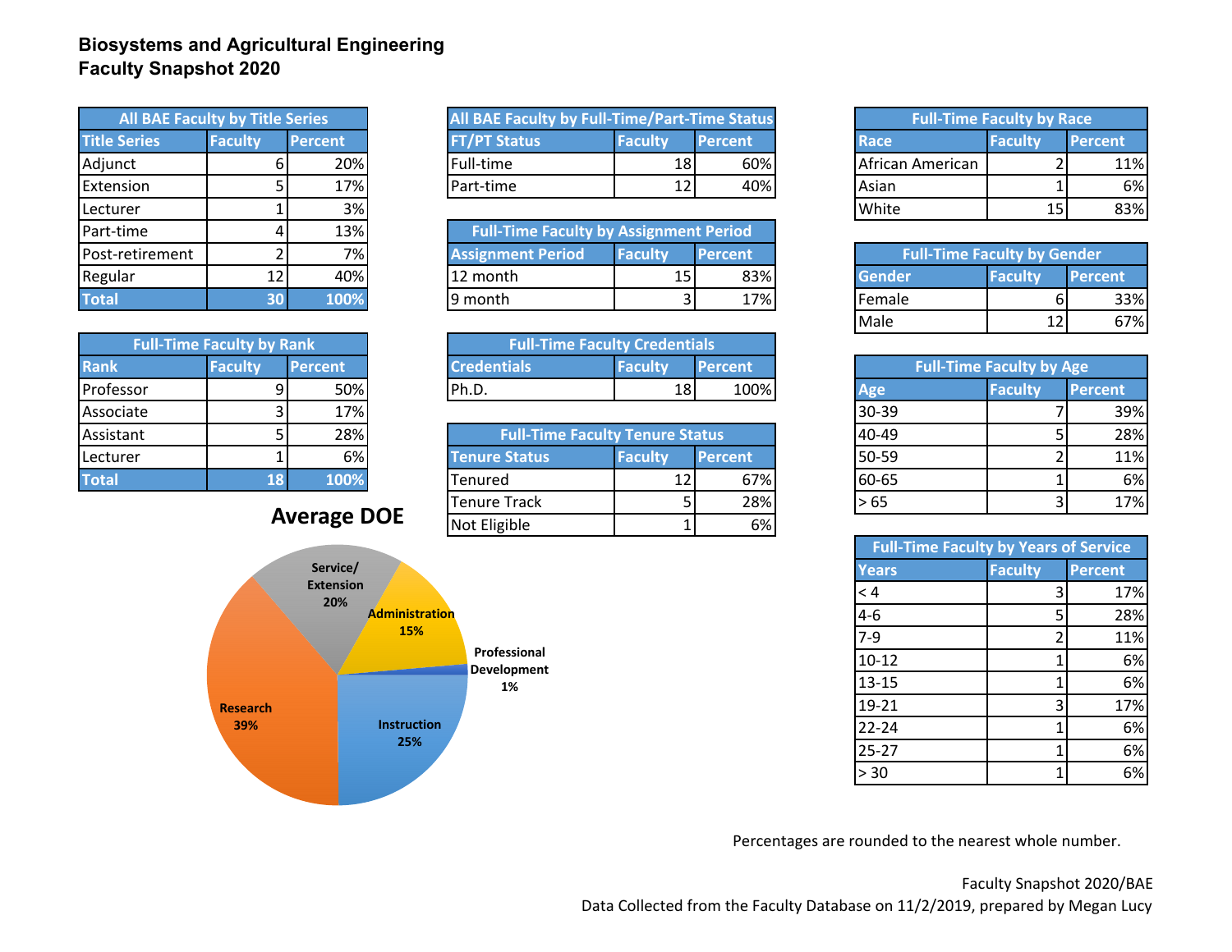# Biosystems and Agricultural Engineering
# Faculty Snapshot 2020

**All BAE Faculty by Title Series**

| Title Series | Faculty | Percent |
|---|---|---|
| Adjunct | 6 | 20% |
| Extension | 5 | 17% |
| Lecturer | 1 | 3% |
| Part-time | 4 | 13% |
| Post-retirement | 2 | 7% |
| Regular | 12 | 40% |
| **Total** | **30** | **100%** |

**Full-Time Faculty by Rank**

| Rank | Faculty | Percent |
|---|---|---|
| Professor | 9 | 50% |
| Associate | 3 | 17% |
| Assistant | 5 | 28% |
| Lecturer | 1 | 6% |
| **Total** | **18** | **100%** |

**All BAE Faculty by Full-Time/Part-Time Status**

| FT/PT Status | Faculty | Percent |
|---|---|---|
| Full-time | 18 | 60% |
| Part-time | 12 | 40% |

**Full-Time Faculty by Assignment Period**

| Assignment Period | Faculty | Percent |
|---|---|---|
| 12 month | 15 | 83% |
| 9 month | 3 | 17% |

**Full-Time Faculty Credentials**

| Credentials | Faculty | Percent |
|---|---|---|
| Ph.D. | 18 | 100% |

**Full-Time Faculty Tenure Status**

| Tenure Status | Faculty | Percent |
|---|---|---|
| Tenured | 12 | 67% |
| Tenure Track | 5 | 28% |
| Not Eligible | 1 | 6% |

**Average DOE**

Service/ Extension 20%
Administration 15%
Professional Development 1%
Instruction 25%
Research 39%

**Full-Time Faculty by Race**

| Race | Faculty | Percent |
|---|---|---|
| African American | 2 | 11% |
| Asian | 1 | 6% |
| White | 15 | 83% |

**Full-Time Faculty by Gender**

| Gender | Faculty | Percent |
|---|---|---|
| Female | 6 | 33% |
| Male | 12 | 67% |

**Full-Time Faculty by Age**

| Age | Faculty | Percent |
|---|---|---|
| 30-39 | 7 | 39% |
| 40-49 | 5 | 28% |
| 50-59 | 2 | 11% |
| 60-65 | 1 | 6% |
| > 65 | 3 | 17% |

**Full-Time Faculty by Years of Service**

| Years | Faculty | Percent |
|---|---|---|
| < 4 | 3 | 17% |
| 4-6 | 5 | 28% |
| 7-9 | 2 | 11% |
| 10-12 | 1 | 6% |
| 13-15 | 1 | 6% |
| 19-21 | 3 | 17% |
| 22-24 | 1 | 6% |
| 25-27 | 1 | 6% |
| > 30 | 1 | 6% |

Percentages are rounded to the nearest whole number.

Faculty Snapshot 2020/BAE
Data Collected from the Faculty Database on 11/2/2019, prepared by Megan Lucy